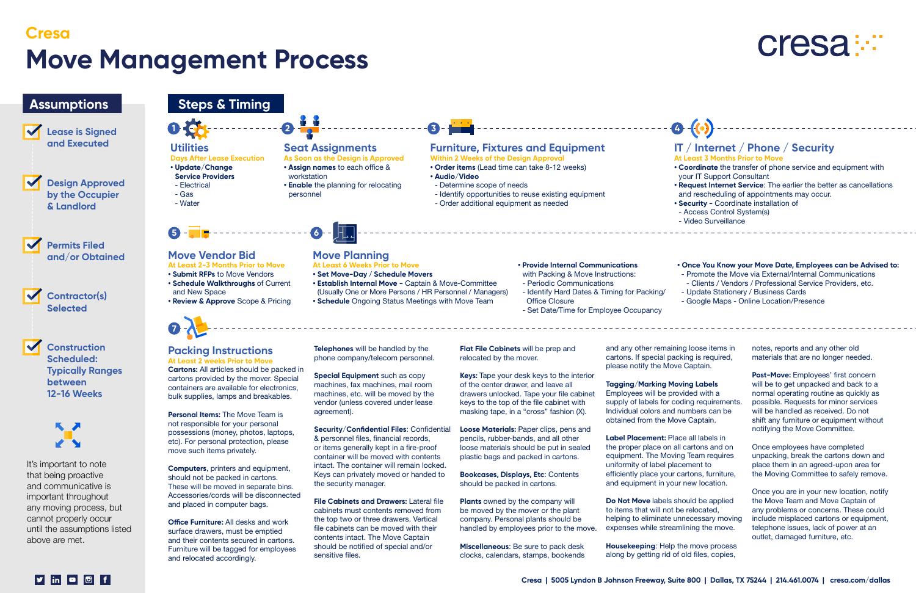Cresa

# Move Management Process

## Assumptions

- Lease is Signed and Executed
- Design Approved by the Occupier & Landlord
- Permits Filed and/or Obtained
- Contractor(s) Selected
- Construction Scheduled: Typically Ranges between 12-16 Weeks

It's important to note that being proactive and communicative is important throughout any moving process, but cannot properly occur until the assumptions listed above are met.

## Steps & Timing

### 1 Utilities

Days After Lease Execution

- **Update/Change Service Providers**
  - Electrical
  - Gas
  - Water

### 2 Seat Assignments

As Soon as the Design is Approved

- **Assign names** to each office & workstation
- **Enable** the planning for relocating personnel

### 3 Furniture, Fixtures and Equipment

Within 2 Weeks of the Design Approval

- **Order items** (Lead time can take 8-12 weeks)
- **Audio/Video**
  - Determine scope of needs
  - Identify opportunities to reuse existing equipment
  - Order additional equipment as needed

### 4 IT / Internet / Phone / Security

At Least 3 Months Prior to Move

- **Coordinate** the transfer of phone service and equipment with your IT Support Consultant
- **Request Internet Service**: The earlier the better as cancellations and rescheduling of appointments may occur.
- **Security -** Coordinate installation of
  - Access Control System(s)
  - Video Surveillance

### 5 Move Vendor Bid

At Least 2-3 Months Prior to Move

- **Submit RFPs** to Move Vendors
- **Schedule Walkthroughs** of Current and New Space
- **Review & Approve** Scope & Pricing

### 6 Move Planning

At Least 6 Weeks Prior to Move

- **Set Move-Day / Schedule Movers**
- **Establish Internal Move -** Captain & Move-Committee (Usually One or More Persons / HR Personnel / Managers)
- **Schedule** Ongoing Status Meetings with Move Team

- **Provide Internal Communications** with Packing & Move Instructions:
  - Periodic Communications
  - Identify Hard Dates & Timing for Packing/Office Closure
  - Set Date/Time for Employee Occupancy

- **Once You Know your Move Date, Employees can be Advised to:**
  - Promote the Move via External/Internal Communications
    - Clients / Vendors / Professional Service Providers, etc.
  - Update Stationery / Business Cards
  - Google Maps - Online Location/Presence

### 7 Packing Instructions

At Least 2 weeks Prior to Move

**Cartons:** All articles should be packed in cartons provided by the mover. Special containers are available for electronics, bulk supplies, lamps and makeables.

**Personal Items:** The Move Team is not responsible for your personal possessions (money, photos, laptops, etc). For personal protection, please move such items privately.

**Computers**, printers and equipment, should not be packed in cartons. These will be moved in separate bins. Accessories/cords will be disconnected and placed in computer bags.

**Office Furniture:** All desks and work surface drawers, must be emptied and their contents secured in cartons. Furniture will be tagged for employees and relocated accordingly.

**Telephones** will be handled by the phone company/telecom personnel.

**Special Equipment** such as copy machines, fax machines, mail room machines, etc. will be moved by the vendor (unless covered under lease agreement).

**Security/Confidential Files**: Confidential & personnel files, financial records, or items generally kept in a fire-proof container will be moved with contents intact. The container will remain locked. Keys can privately moved or handed to the security manager.

**File Cabinets and Drawers:** Lateral file cabinets must contents removed from the top two or three drawers. Vertical file cabinets can be moved with their contents intact. The Move Captain should be notified of special and/or sensitive files.

**Flat File Cabinets** will be prep and relocated by the mover.

**Keys:** Tape your desk keys to the interior of the center drawer, and leave all drawers unlocked. Tape your file cabinet keys to the top of the file cabinet with masking tape, in a "cross" fashion (X).

**Loose Materials:** Paper clips, pens and pencils, rubber-bands, and all other loose materials should be put in sealed plastic bags and packed in cartons.

**Bookcases, Displays, Etc:** Contents should be packed in cartons.

**Plants** owned by the company will be moved by the mover or the plant company. Personal plants should be handled by employees prior to the move.

**Miscellaneous:** Be sure to pack desk clocks, calendars, stamps, bookends and any other remaining loose items in cartons. If special packing is required, please notify the Move Captain.

**Tagging/Marking Moving Labels** Employees will be provided with a supply of labels for coding requirements. Individual colors and numbers can be obtained from the Move Captain.

**Label Placement:** Place all labels in the proper place on all cartons and on equipment. The Moving Team requires uniformity of label placement to efficiently place your cartons, furniture, and equipment in your new location.

**Do Not Move** labels should be applied to items that will not be relocated, helping to eliminate unnecessary moving expenses while streamlining the move.

**Housekeeping**: Help the move process along by getting rid of old files, copies, notes, reports and any other old materials that are no longer needed.

**Post-Move:** Employees' first concern will be to get unpacked and back to a normal operating routine as quickly as possible. Requests for minor services will be handled as received. Do not shift any furniture or equipment without notifying the Move Committee.

Once employees have completed unpacking, break the cartons down and place them in an agreed-upon area for the Moving Committee to safely remove.

Once you are in your new location, notify the Move Team and Move Captain of any problems or concerns. These could include misplaced cartons or equipment, telephone issues, lack of power at an outlet, damaged furniture, etc.

Cresa | 5005 Lyndon B Johnson Freeway, Suite 800 | Dallas, TX 75244 | 214.461.0074 | cresa.com/dallas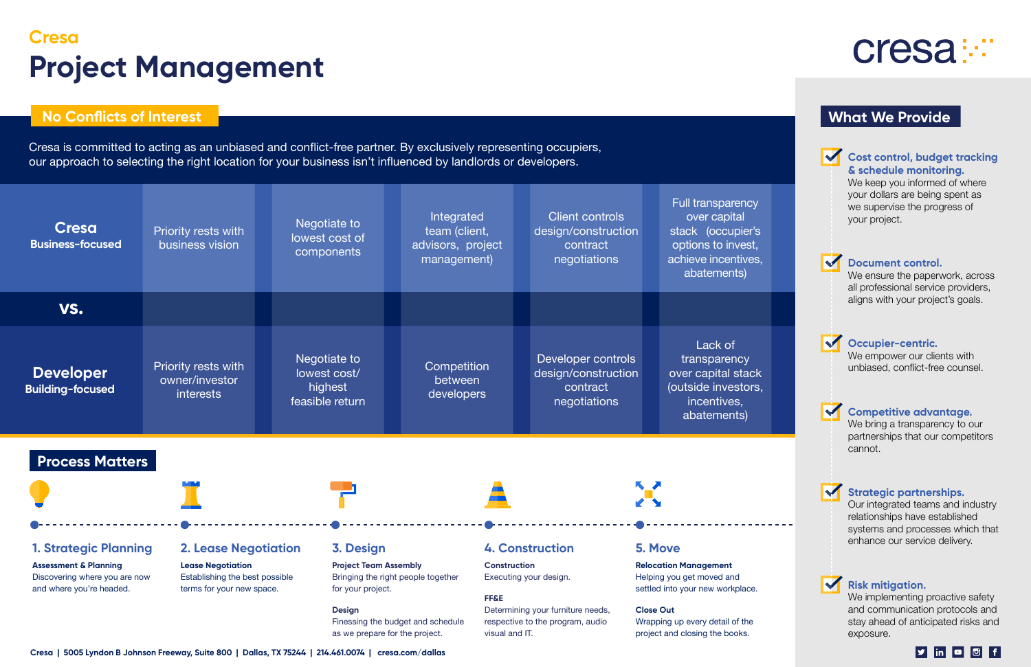Cresa

# Project Management

## No Conflicts of Interest

Cresa is committed to acting as an unbiased and conflict-free partner. By exclusively representing occupiers, our approach to selecting the right location for your business isn't influenced by landlords or developers.

| | | | | | |
|---|---|---|---|---|---|
| **Cresa** **Business-focused** | Priority rests with business vision | Negotiate to lowest cost of components | Integrated team (client, advisors, project management) | Client controls design/construction contract negotiations | Full transparency over capital stack (occupier's options to invest, achieve incentives, abatements) |
| **vs.** | | | | | |
| **Developer** **Building-focused** | Priority rests with owner/investor interests | Negotiate to lowest cost/ highest feasible return | Competition between developers | Developer controls design/construction contract negotiations | Lack of transparency over capital stack (outside investors, incentives, abatements) |

## Process Matters

### 1. Strategic Planning

**Assessment & Planning**
Discovering where you are now and where you're headed.

### 2. Lease Negotiation

**Lease Negotiation**
Establishing the best possible terms for your new space.

### 3. Design

**Project Team Assembly**
Bringing the right people together for your project.

**Design**
Finessing the budget and schedule as we prepare for the project.

### 4. Construction

**Construction**
Executing your design.

**FF&E**
Determining your furniture needs, respective to the program, audio visual and IT.

### 5. Move

**Relocation Management**
Helping you get moved and settled into your new workplace.

**Close Out**
Wrapping up every detail of the project and closing the books.

## What We Provide

- **Cost control, budget tracking & schedule monitoring.** We keep you informed of where your dollars are being spent as we supervise the progress of your project.
- **Document control.** We ensure the paperwork, across all professional service providers, aligns with your project's goals.
- **Occupier-centric.** We empower our clients with unbiased, conflict-free counsel.
- **Competitive advantage.** We bring a transparency to our partnerships that our competitors cannot.
- **Strategic partnerships.** Our integrated teams and industry relationships have established systems and processes which that enhance our service delivery.
- **Risk mitigation.** We implementing proactive safety and communication protocols and stay ahead of anticipated risks and exposure.

Cresa | 5005 Lyndon B Johnson Freeway, Suite 800 | Dallas, TX 75244 | 214.461.0074 | cresa.com/dallas